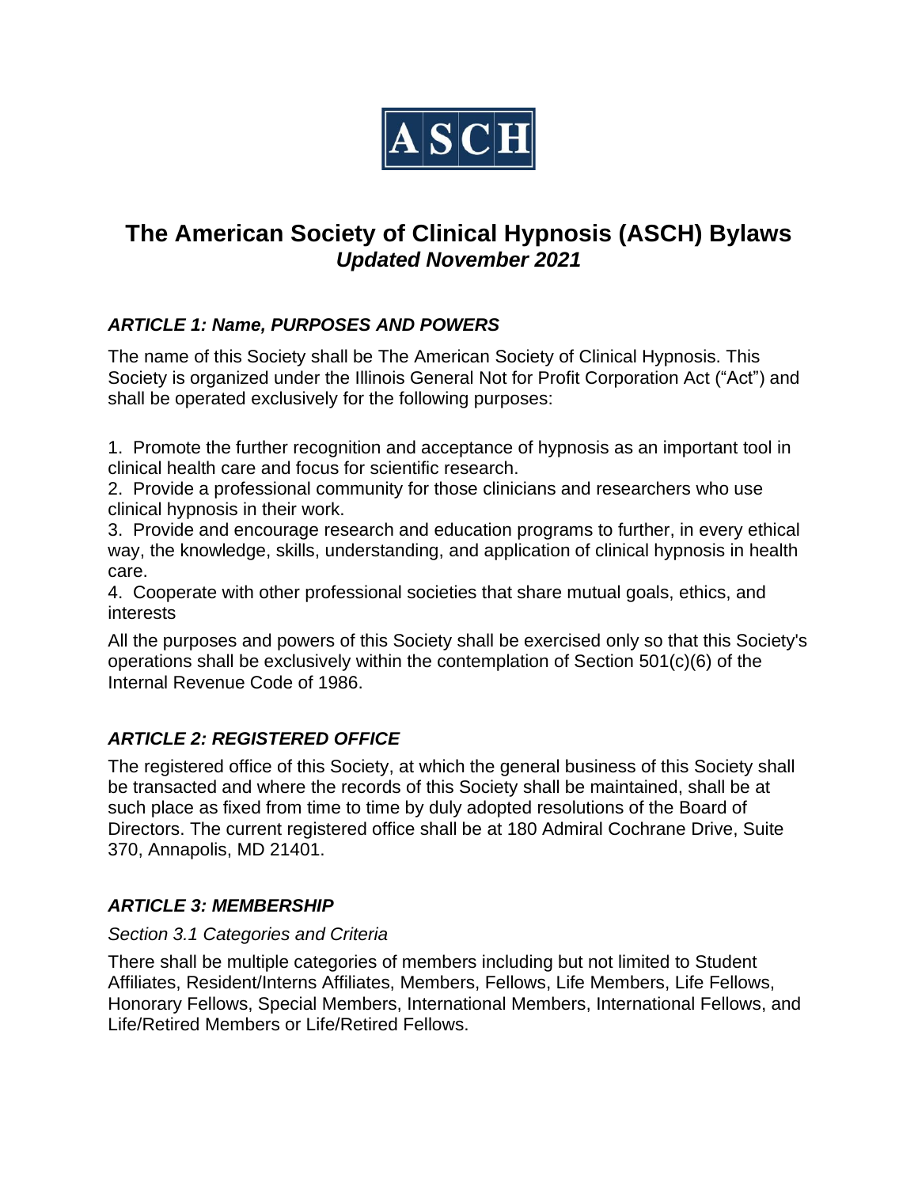ASCH

# The American Society of Clinical Hypnosis (ASCH) Bylaws

***Updated November 2021***

## *ARTICLE 1: Name, PURPOSES AND POWERS*

The name of this Society shall be The American Society of Clinical Hypnosis. This Society is organized under the Illinois General Not for Profit Corporation Act ("Act") and shall be operated exclusively for the following purposes:

1. Promote the further recognition and acceptance of hypnosis as an important tool in clinical health care and focus for scientific research.
2. Provide a professional community for those clinicians and researchers who use clinical hypnosis in their work.
3. Provide and encourage research and education programs to further, in every ethical way, the knowledge, skills, understanding, and application of clinical hypnosis in health care.
4. Cooperate with other professional societies that share mutual goals, ethics, and interests

All the purposes and powers of this Society shall be exercised only so that this Society's operations shall be exclusively within the contemplation of Section 501(c)(6) of the Internal Revenue Code of 1986.

## *ARTICLE 2: REGISTERED OFFICE*

The registered office of this Society, at which the general business of this Society shall be transacted and where the records of this Society shall be maintained, shall be at such place as fixed from time to time by duly adopted resolutions of the Board of Directors. The current registered office shall be at 180 Admiral Cochrane Drive, Suite 370, Annapolis, MD 21401.

## *ARTICLE 3: MEMBERSHIP*

*Section 3.1 Categories and Criteria*

There shall be multiple categories of members including but not limited to Student Affiliates, Resident/Interns Affiliates, Members, Fellows, Life Members, Life Fellows, Honorary Fellows, Special Members, International Members, International Fellows, and Life/Retired Members or Life/Retired Fellows.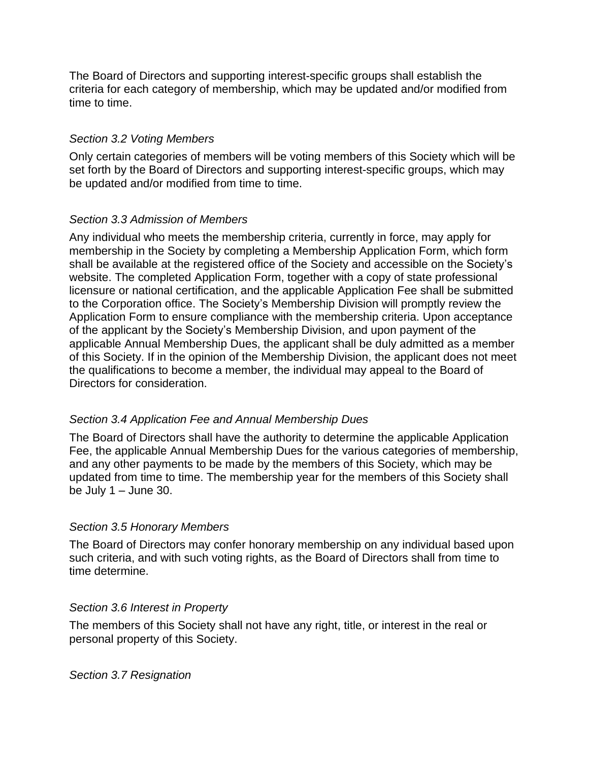The Board of Directors and supporting interest-specific groups shall establish the criteria for each category of membership, which may be updated and/or modified from time to time.

### *Section 3.2 Voting Members*

Only certain categories of members will be voting members of this Society which will be set forth by the Board of Directors and supporting interest-specific groups, which may be updated and/or modified from time to time.

### *Section 3.3 Admission of Members*

Any individual who meets the membership criteria, currently in force, may apply for membership in the Society by completing a Membership Application Form, which form shall be available at the registered office of the Society and accessible on the Society's website. The completed Application Form, together with a copy of state professional licensure or national certification, and the applicable Application Fee shall be submitted to the Corporation office. The Society's Membership Division will promptly review the Application Form to ensure compliance with the membership criteria. Upon acceptance of the applicant by the Society's Membership Division, and upon payment of the applicable Annual Membership Dues, the applicant shall be duly admitted as a member of this Society. If in the opinion of the Membership Division, the applicant does not meet the qualifications to become a member, the individual may appeal to the Board of Directors for consideration.

### *Section 3.4 Application Fee and Annual Membership Dues*

The Board of Directors shall have the authority to determine the applicable Application Fee, the applicable Annual Membership Dues for the various categories of membership, and any other payments to be made by the members of this Society, which may be updated from time to time. The membership year for the members of this Society shall be July 1 – June 30.

### *Section 3.5 Honorary Members*

The Board of Directors may confer honorary membership on any individual based upon such criteria, and with such voting rights, as the Board of Directors shall from time to time determine.

### *Section 3.6 Interest in Property*

The members of this Society shall not have any right, title, or interest in the real or personal property of this Society.

### *Section 3.7 Resignation*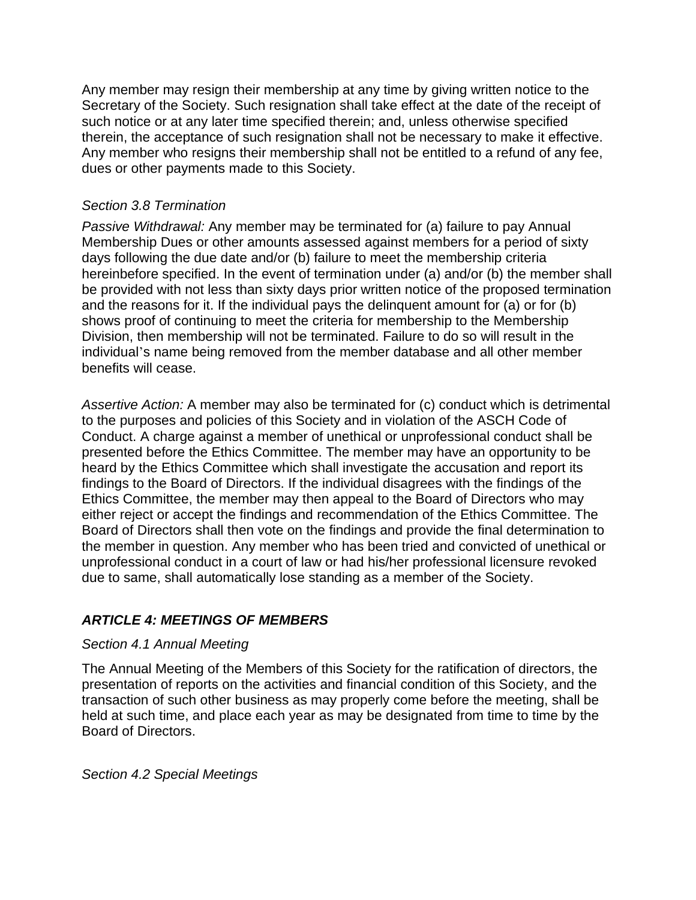Any member may resign their membership at any time by giving written notice to the Secretary of the Society. Such resignation shall take effect at the date of the receipt of such notice or at any later time specified therein; and, unless otherwise specified therein, the acceptance of such resignation shall not be necessary to make it effective. Any member who resigns their membership shall not be entitled to a refund of any fee, dues or other payments made to this Society.

*Section 3.8 Termination*

*Passive Withdrawal:* Any member may be terminated for (a) failure to pay Annual Membership Dues or other amounts assessed against members for a period of sixty days following the due date and/or (b) failure to meet the membership criteria hereinbefore specified. In the event of termination under (a) and/or (b) the member shall be provided with not less than sixty days prior written notice of the proposed termination and the reasons for it. If the individual pays the delinquent amount for (a) or for (b) shows proof of continuing to meet the criteria for membership to the Membership Division, then membership will not be terminated. Failure to do so will result in the individual's name being removed from the member database and all other member benefits will cease.

*Assertive Action:* A member may also be terminated for (c) conduct which is detrimental to the purposes and policies of this Society and in violation of the ASCH Code of Conduct. A charge against a member of unethical or unprofessional conduct shall be presented before the Ethics Committee. The member may have an opportunity to be heard by the Ethics Committee which shall investigate the accusation and report its findings to the Board of Directors. If the individual disagrees with the findings of the Ethics Committee, the member may then appeal to the Board of Directors who may either reject or accept the findings and recommendation of the Ethics Committee. The Board of Directors shall then vote on the findings and provide the final determination to the member in question. Any member who has been tried and convicted of unethical or unprofessional conduct in a court of law or had his/her professional licensure revoked due to same, shall automatically lose standing as a member of the Society.

## ***ARTICLE 4: MEETINGS OF MEMBERS***

*Section 4.1 Annual Meeting*

The Annual Meeting of the Members of this Society for the ratification of directors, the presentation of reports on the activities and financial condition of this Society, and the transaction of such other business as may properly come before the meeting, shall be held at such time, and place each year as may be designated from time to time by the Board of Directors.

*Section 4.2 Special Meetings*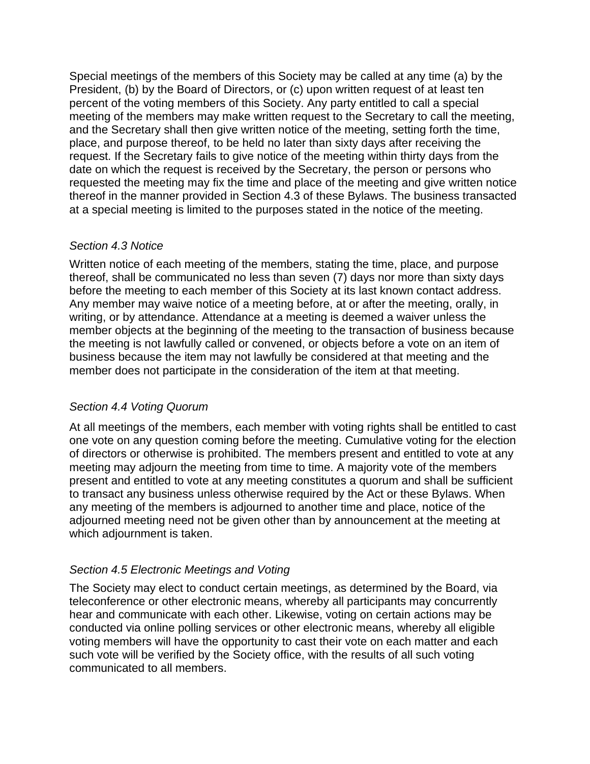Special meetings of the members of this Society may be called at any time (a) by the President, (b) by the Board of Directors, or (c) upon written request of at least ten percent of the voting members of this Society. Any party entitled to call a special meeting of the members may make written request to the Secretary to call the meeting, and the Secretary shall then give written notice of the meeting, setting forth the time, place, and purpose thereof, to be held no later than sixty days after receiving the request. If the Secretary fails to give notice of the meeting within thirty days from the date on which the request is received by the Secretary, the person or persons who requested the meeting may fix the time and place of the meeting and give written notice thereof in the manner provided in Section 4.3 of these Bylaws. The business transacted at a special meeting is limited to the purposes stated in the notice of the meeting.

*Section 4.3 Notice*

Written notice of each meeting of the members, stating the time, place, and purpose thereof, shall be communicated no less than seven (7) days nor more than sixty days before the meeting to each member of this Society at its last known contact address. Any member may waive notice of a meeting before, at or after the meeting, orally, in writing, or by attendance. Attendance at a meeting is deemed a waiver unless the member objects at the beginning of the meeting to the transaction of business because the meeting is not lawfully called or convened, or objects before a vote on an item of business because the item may not lawfully be considered at that meeting and the member does not participate in the consideration of the item at that meeting.

*Section 4.4 Voting Quorum*

At all meetings of the members, each member with voting rights shall be entitled to cast one vote on any question coming before the meeting. Cumulative voting for the election of directors or otherwise is prohibited. The members present and entitled to vote at any meeting may adjourn the meeting from time to time. A majority vote of the members present and entitled to vote at any meeting constitutes a quorum and shall be sufficient to transact any business unless otherwise required by the Act or these Bylaws. When any meeting of the members is adjourned to another time and place, notice of the adjourned meeting need not be given other than by announcement at the meeting at which adjournment is taken.

*Section 4.5 Electronic Meetings and Voting*

The Society may elect to conduct certain meetings, as determined by the Board, via teleconference or other electronic means, whereby all participants may concurrently hear and communicate with each other. Likewise, voting on certain actions may be conducted via online polling services or other electronic means, whereby all eligible voting members will have the opportunity to cast their vote on each matter and each such vote will be verified by the Society office, with the results of all such voting communicated to all members.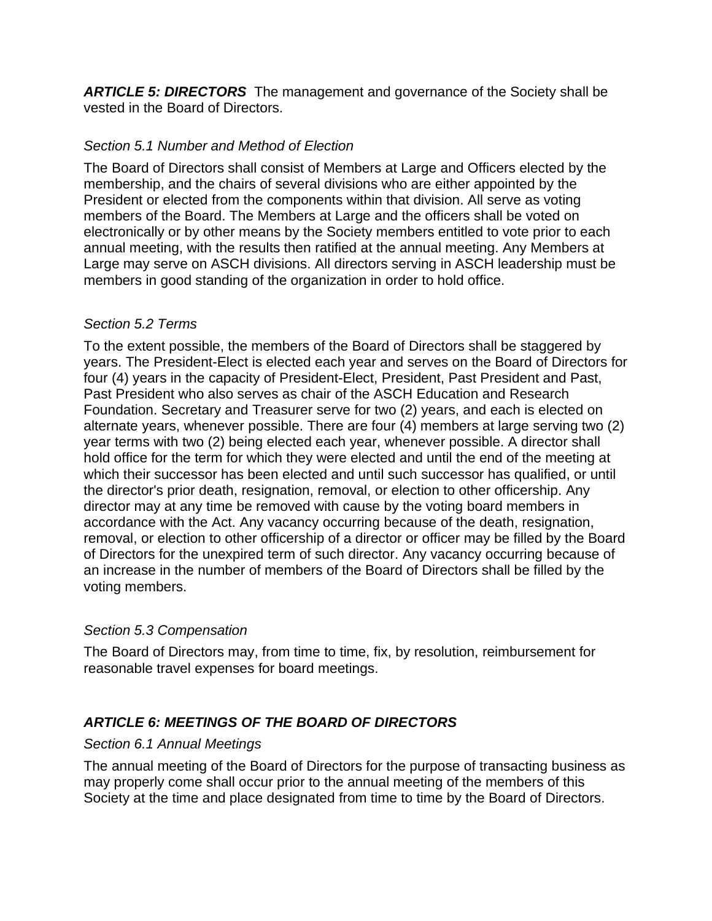***ARTICLE 5: DIRECTORS*** The management and governance of the Society shall be vested in the Board of Directors.

*Section 5.1 Number and Method of Election*

The Board of Directors shall consist of Members at Large and Officers elected by the membership, and the chairs of several divisions who are either appointed by the President or elected from the components within that division. All serve as voting members of the Board. The Members at Large and the officers shall be voted on electronically or by other means by the Society members entitled to vote prior to each annual meeting, with the results then ratified at the annual meeting. Any Members at Large may serve on ASCH divisions. All directors serving in ASCH leadership must be members in good standing of the organization in order to hold office.

*Section 5.2 Terms*

To the extent possible, the members of the Board of Directors shall be staggered by years. The President-Elect is elected each year and serves on the Board of Directors for four (4) years in the capacity of President-Elect, President, Past President and Past, Past President who also serves as chair of the ASCH Education and Research Foundation. Secretary and Treasurer serve for two (2) years, and each is elected on alternate years, whenever possible. There are four (4) members at large serving two (2) year terms with two (2) being elected each year, whenever possible. A director shall hold office for the term for which they were elected and until the end of the meeting at which their successor has been elected and until such successor has qualified, or until the director's prior death, resignation, removal, or election to other officership. Any director may at any time be removed with cause by the voting board members in accordance with the Act. Any vacancy occurring because of the death, resignation, removal, or election to other officership of a director or officer may be filled by the Board of Directors for the unexpired term of such director. Any vacancy occurring because of an increase in the number of members of the Board of Directors shall be filled by the voting members.

*Section 5.3 Compensation*

The Board of Directors may, from time to time, fix, by resolution, reimbursement for reasonable travel expenses for board meetings.

## ***ARTICLE 6: MEETINGS OF THE BOARD OF DIRECTORS***

*Section 6.1 Annual Meetings*

The annual meeting of the Board of Directors for the purpose of transacting business as may properly come shall occur prior to the annual meeting of the members of this Society at the time and place designated from time to time by the Board of Directors.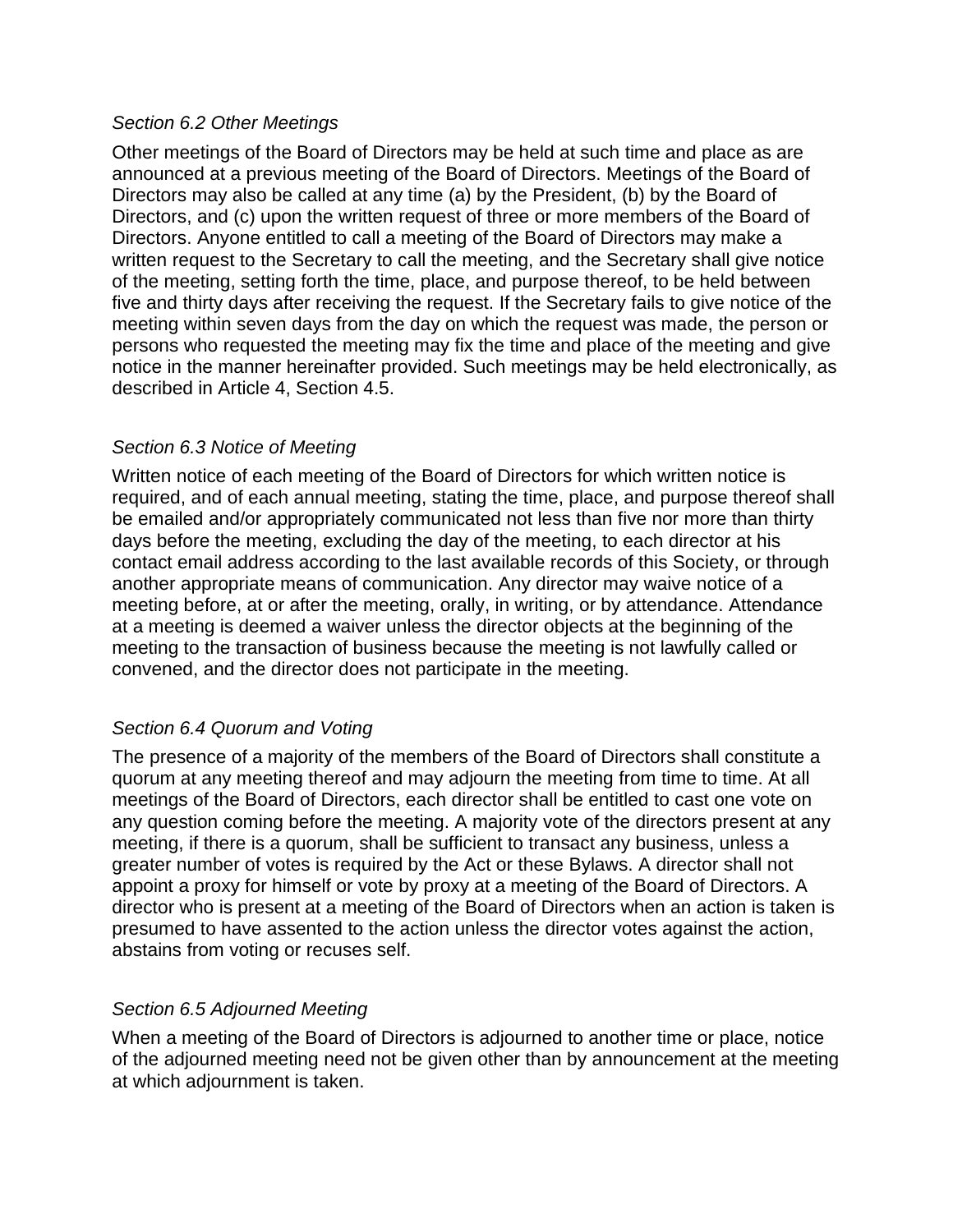*Section 6.2 Other Meetings*

Other meetings of the Board of Directors may be held at such time and place as are announced at a previous meeting of the Board of Directors. Meetings of the Board of Directors may also be called at any time (a) by the President, (b) by the Board of Directors, and (c) upon the written request of three or more members of the Board of Directors. Anyone entitled to call a meeting of the Board of Directors may make a written request to the Secretary to call the meeting, and the Secretary shall give notice of the meeting, setting forth the time, place, and purpose thereof, to be held between five and thirty days after receiving the request. If the Secretary fails to give notice of the meeting within seven days from the day on which the request was made, the person or persons who requested the meeting may fix the time and place of the meeting and give notice in the manner hereinafter provided. Such meetings may be held electronically, as described in Article 4, Section 4.5.

*Section 6.3 Notice of Meeting*

Written notice of each meeting of the Board of Directors for which written notice is required, and of each annual meeting, stating the time, place, and purpose thereof shall be emailed and/or appropriately communicated not less than five nor more than thirty days before the meeting, excluding the day of the meeting, to each director at his contact email address according to the last available records of this Society, or through another appropriate means of communication. Any director may waive notice of a meeting before, at or after the meeting, orally, in writing, or by attendance. Attendance at a meeting is deemed a waiver unless the director objects at the beginning of the meeting to the transaction of business because the meeting is not lawfully called or convened, and the director does not participate in the meeting.

*Section 6.4 Quorum and Voting*

The presence of a majority of the members of the Board of Directors shall constitute a quorum at any meeting thereof and may adjourn the meeting from time to time. At all meetings of the Board of Directors, each director shall be entitled to cast one vote on any question coming before the meeting. A majority vote of the directors present at any meeting, if there is a quorum, shall be sufficient to transact any business, unless a greater number of votes is required by the Act or these Bylaws. A director shall not appoint a proxy for himself or vote by proxy at a meeting of the Board of Directors. A director who is present at a meeting of the Board of Directors when an action is taken is presumed to have assented to the action unless the director votes against the action, abstains from voting or recuses self.

*Section 6.5 Adjourned Meeting*

When a meeting of the Board of Directors is adjourned to another time or place, notice of the adjourned meeting need not be given other than by announcement at the meeting at which adjournment is taken.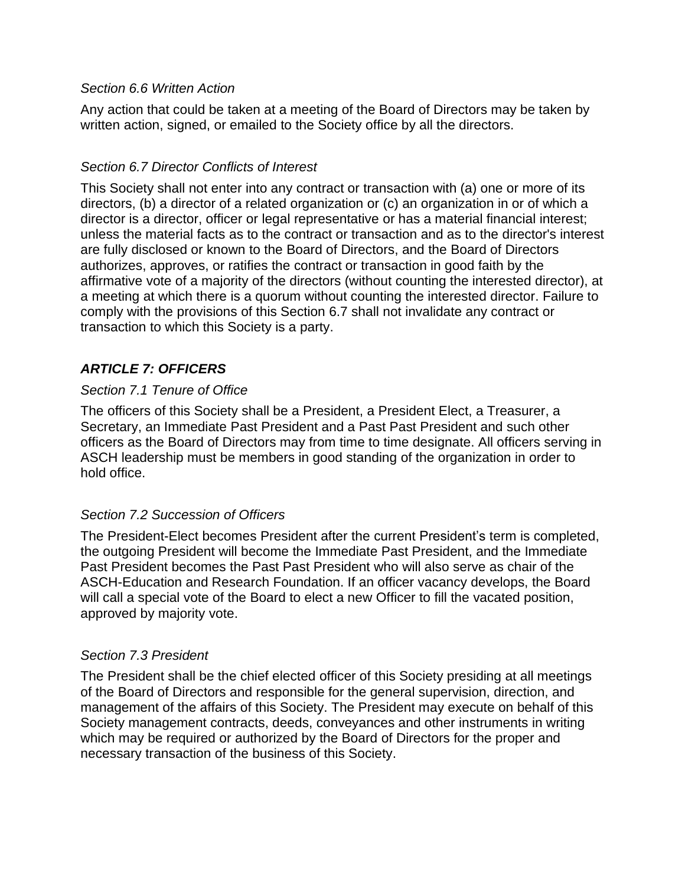*Section 6.6 Written Action*

Any action that could be taken at a meeting of the Board of Directors may be taken by written action, signed, or emailed to the Society office by all the directors.

*Section 6.7 Director Conflicts of Interest*

This Society shall not enter into any contract or transaction with (a) one or more of its directors, (b) a director of a related organization or (c) an organization in or of which a director is a director, officer or legal representative or has a material financial interest; unless the material facts as to the contract or transaction and as to the director's interest are fully disclosed or known to the Board of Directors, and the Board of Directors authorizes, approves, or ratifies the contract or transaction in good faith by the affirmative vote of a majority of the directors (without counting the interested director), at a meeting at which there is a quorum without counting the interested director. Failure to comply with the provisions of this Section 6.7 shall not invalidate any contract or transaction to which this Society is a party.

## ***ARTICLE 7: OFFICERS***

*Section 7.1 Tenure of Office*

The officers of this Society shall be a President, a President Elect, a Treasurer, a Secretary, an Immediate Past President and a Past Past President and such other officers as the Board of Directors may from time to time designate. All officers serving in ASCH leadership must be members in good standing of the organization in order to hold office.

*Section 7.2 Succession of Officers*

The President-Elect becomes President after the current President's term is completed, the outgoing President will become the Immediate Past President, and the Immediate Past President becomes the Past Past President who will also serve as chair of the ASCH-Education and Research Foundation. If an officer vacancy develops, the Board will call a special vote of the Board to elect a new Officer to fill the vacated position, approved by majority vote.

*Section 7.3 President*

The President shall be the chief elected officer of this Society presiding at all meetings of the Board of Directors and responsible for the general supervision, direction, and management of the affairs of this Society. The President may execute on behalf of this Society management contracts, deeds, conveyances and other instruments in writing which may be required or authorized by the Board of Directors for the proper and necessary transaction of the business of this Society.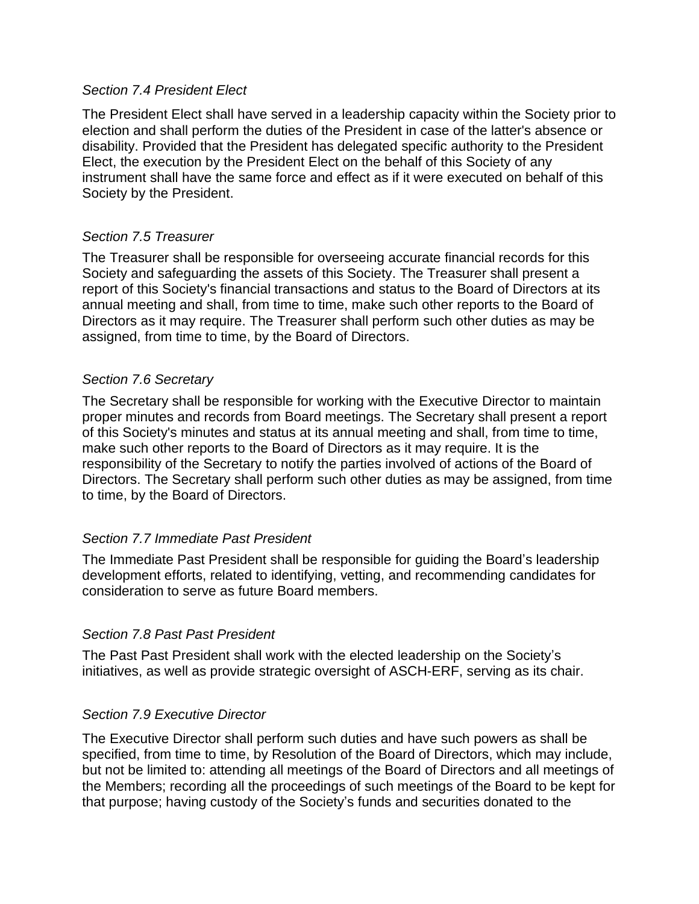*Section 7.4 President Elect*

The President Elect shall have served in a leadership capacity within the Society prior to election and shall perform the duties of the President in case of the latter's absence or disability. Provided that the President has delegated specific authority to the President Elect, the execution by the President Elect on the behalf of this Society of any instrument shall have the same force and effect as if it were executed on behalf of this Society by the President.

*Section 7.5 Treasurer*

The Treasurer shall be responsible for overseeing accurate financial records for this Society and safeguarding the assets of this Society. The Treasurer shall present a report of this Society's financial transactions and status to the Board of Directors at its annual meeting and shall, from time to time, make such other reports to the Board of Directors as it may require. The Treasurer shall perform such other duties as may be assigned, from time to time, by the Board of Directors.

*Section 7.6 Secretary*

The Secretary shall be responsible for working with the Executive Director to maintain proper minutes and records from Board meetings. The Secretary shall present a report of this Society's minutes and status at its annual meeting and shall, from time to time, make such other reports to the Board of Directors as it may require. It is the responsibility of the Secretary to notify the parties involved of actions of the Board of Directors. The Secretary shall perform such other duties as may be assigned, from time to time, by the Board of Directors.

*Section 7.7 Immediate Past President*

The Immediate Past President shall be responsible for guiding the Board's leadership development efforts, related to identifying, vetting, and recommending candidates for consideration to serve as future Board members.

*Section 7.8 Past Past President*

The Past Past President shall work with the elected leadership on the Society's initiatives, as well as provide strategic oversight of ASCH-ERF, serving as its chair.

*Section 7.9 Executive Director*

The Executive Director shall perform such duties and have such powers as shall be specified, from time to time, by Resolution of the Board of Directors, which may include, but not be limited to: attending all meetings of the Board of Directors and all meetings of the Members; recording all the proceedings of such meetings of the Board to be kept for that purpose; having custody of the Society's funds and securities donated to the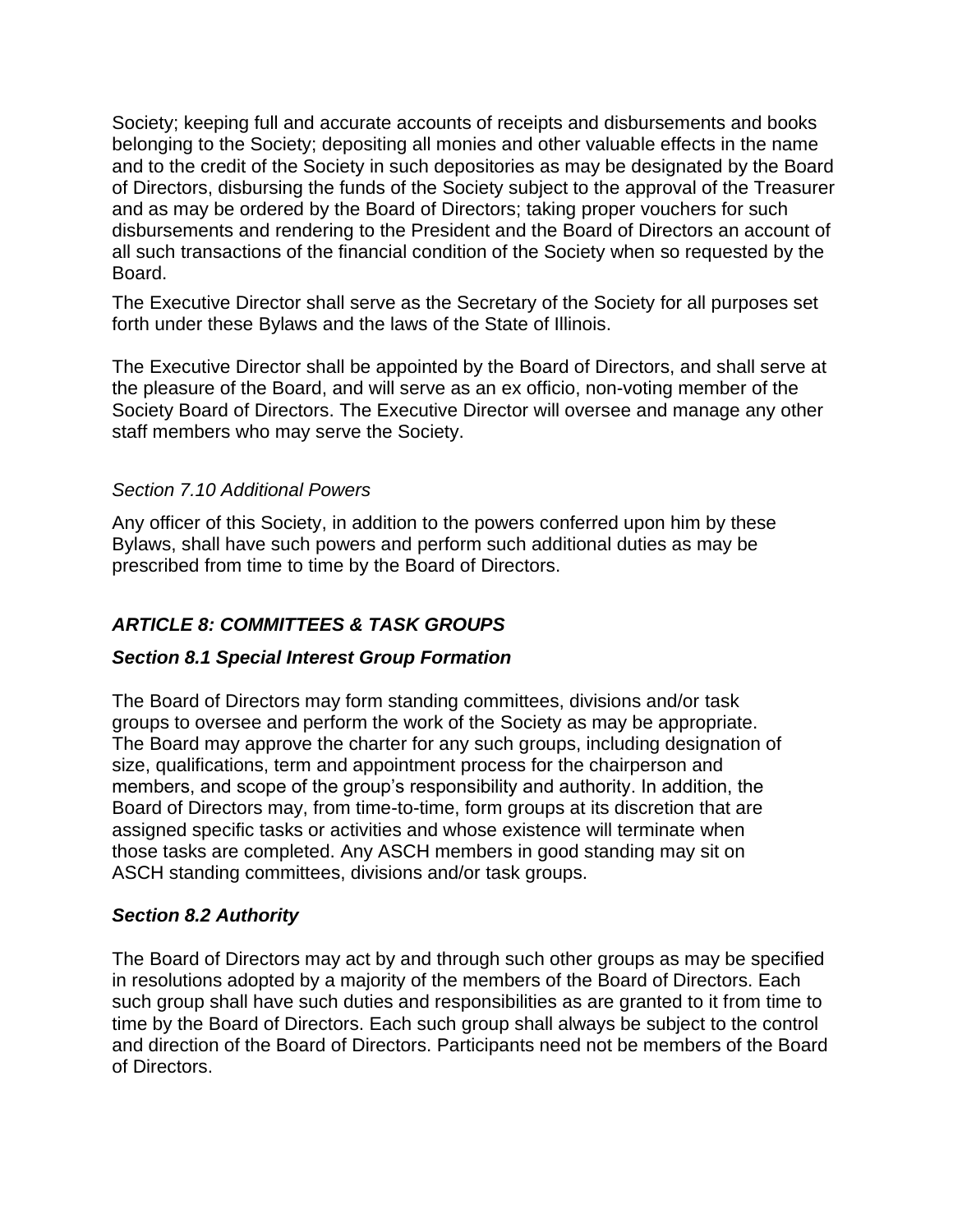Society; keeping full and accurate accounts of receipts and disbursements and books belonging to the Society; depositing all monies and other valuable effects in the name and to the credit of the Society in such depositories as may be designated by the Board of Directors, disbursing the funds of the Society subject to the approval of the Treasurer and as may be ordered by the Board of Directors; taking proper vouchers for such disbursements and rendering to the President and the Board of Directors an account of all such transactions of the financial condition of the Society when so requested by the Board.

The Executive Director shall serve as the Secretary of the Society for all purposes set forth under these Bylaws and the laws of the State of Illinois.

The Executive Director shall be appointed by the Board of Directors, and shall serve at the pleasure of the Board, and will serve as an ex officio, non-voting member of the Society Board of Directors. The Executive Director will oversee and manage any other staff members who may serve the Society.

*Section 7.10 Additional Powers*

Any officer of this Society, in addition to the powers conferred upon him by these Bylaws, shall have such powers and perform such additional duties as may be prescribed from time to time by the Board of Directors.

## ***ARTICLE 8: COMMITTEES & TASK GROUPS***

### ***Section 8.1 Special Interest Group Formation***

The Board of Directors may form standing committees, divisions and/or task groups to oversee and perform the work of the Society as may be appropriate. The Board may approve the charter for any such groups, including designation of size, qualifications, term and appointment process for the chairperson and members, and scope of the group's responsibility and authority. In addition, the Board of Directors may, from time-to-time, form groups at its discretion that are assigned specific tasks or activities and whose existence will terminate when those tasks are completed. Any ASCH members in good standing may sit on ASCH standing committees, divisions and/or task groups.

### ***Section 8.2 Authority***

The Board of Directors may act by and through such other groups as may be specified in resolutions adopted by a majority of the members of the Board of Directors. Each such group shall have such duties and responsibilities as are granted to it from time to time by the Board of Directors. Each such group shall always be subject to the control and direction of the Board of Directors. Participants need not be members of the Board of Directors.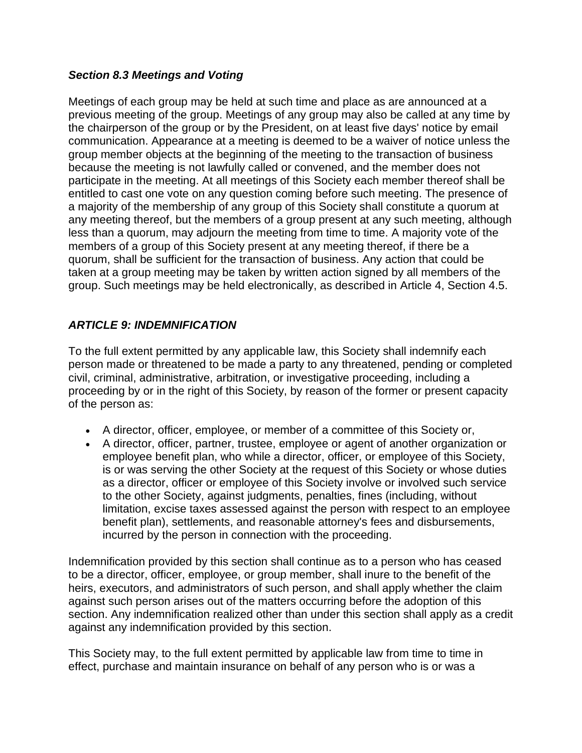### *Section 8.3 Meetings and Voting*

Meetings of each group may be held at such time and place as are announced at a previous meeting of the group. Meetings of any group may also be called at any time by the chairperson of the group or by the President, on at least five days' notice by email communication. Appearance at a meeting is deemed to be a waiver of notice unless the group member objects at the beginning of the meeting to the transaction of business because the meeting is not lawfully called or convened, and the member does not participate in the meeting. At all meetings of this Society each member thereof shall be entitled to cast one vote on any question coming before such meeting. The presence of a majority of the membership of any group of this Society shall constitute a quorum at any meeting thereof, but the members of a group present at any such meeting, although less than a quorum, may adjourn the meeting from time to time. A majority vote of the members of a group of this Society present at any meeting thereof, if there be a quorum, shall be sufficient for the transaction of business. Any action that could be taken at a group meeting may be taken by written action signed by all members of the group. Such meetings may be held electronically, as described in Article 4, Section 4.5.

## *ARTICLE 9: INDEMNIFICATION*

To the full extent permitted by any applicable law, this Society shall indemnify each person made or threatened to be made a party to any threatened, pending or completed civil, criminal, administrative, arbitration, or investigative proceeding, including a proceeding by or in the right of this Society, by reason of the former or present capacity of the person as:

- A director, officer, employee, or member of a committee of this Society or,
- A director, officer, partner, trustee, employee or agent of another organization or employee benefit plan, who while a director, officer, or employee of this Society, is or was serving the other Society at the request of this Society or whose duties as a director, officer or employee of this Society involve or involved such service to the other Society, against judgments, penalties, fines (including, without limitation, excise taxes assessed against the person with respect to an employee benefit plan), settlements, and reasonable attorney's fees and disbursements, incurred by the person in connection with the proceeding.

Indemnification provided by this section shall continue as to a person who has ceased to be a director, officer, employee, or group member, shall inure to the benefit of the heirs, executors, and administrators of such person, and shall apply whether the claim against such person arises out of the matters occurring before the adoption of this section. Any indemnification realized other than under this section shall apply as a credit against any indemnification provided by this section.

This Society may, to the full extent permitted by applicable law from time to time in effect, purchase and maintain insurance on behalf of any person who is or was a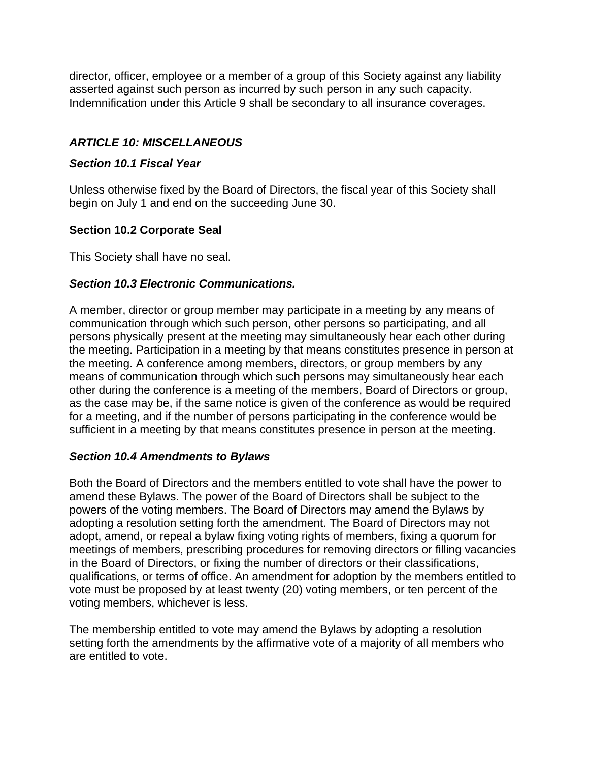director, officer, employee or a member of a group of this Society against any liability asserted against such person as incurred by such person in any such capacity. Indemnification under this Article 9 shall be secondary to all insurance coverages.

### *ARTICLE 10: MISCELLANEOUS*

#### *Section 10.1 Fiscal Year*

Unless otherwise fixed by the Board of Directors, the fiscal year of this Society shall begin on July 1 and end on the succeeding June 30.

#### Section 10.2 Corporate Seal

This Society shall have no seal.

#### *Section 10.3 Electronic Communications.*

A member, director or group member may participate in a meeting by any means of communication through which such person, other persons so participating, and all persons physically present at the meeting may simultaneously hear each other during the meeting. Participation in a meeting by that means constitutes presence in person at the meeting. A conference among members, directors, or group members by any means of communication through which such persons may simultaneously hear each other during the conference is a meeting of the members, Board of Directors or group, as the case may be, if the same notice is given of the conference as would be required for a meeting, and if the number of persons participating in the conference would be sufficient in a meeting by that means constitutes presence in person at the meeting.

#### *Section 10.4 Amendments to Bylaws*

Both the Board of Directors and the members entitled to vote shall have the power to amend these Bylaws. The power of the Board of Directors shall be subject to the powers of the voting members. The Board of Directors may amend the Bylaws by adopting a resolution setting forth the amendment. The Board of Directors may not adopt, amend, or repeal a bylaw fixing voting rights of members, fixing a quorum for meetings of members, prescribing procedures for removing directors or filling vacancies in the Board of Directors, or fixing the number of directors or their classifications, qualifications, or terms of office. An amendment for adoption by the members entitled to vote must be proposed by at least twenty (20) voting members, or ten percent of the voting members, whichever is less.

The membership entitled to vote may amend the Bylaws by adopting a resolution setting forth the amendments by the affirmative vote of a majority of all members who are entitled to vote.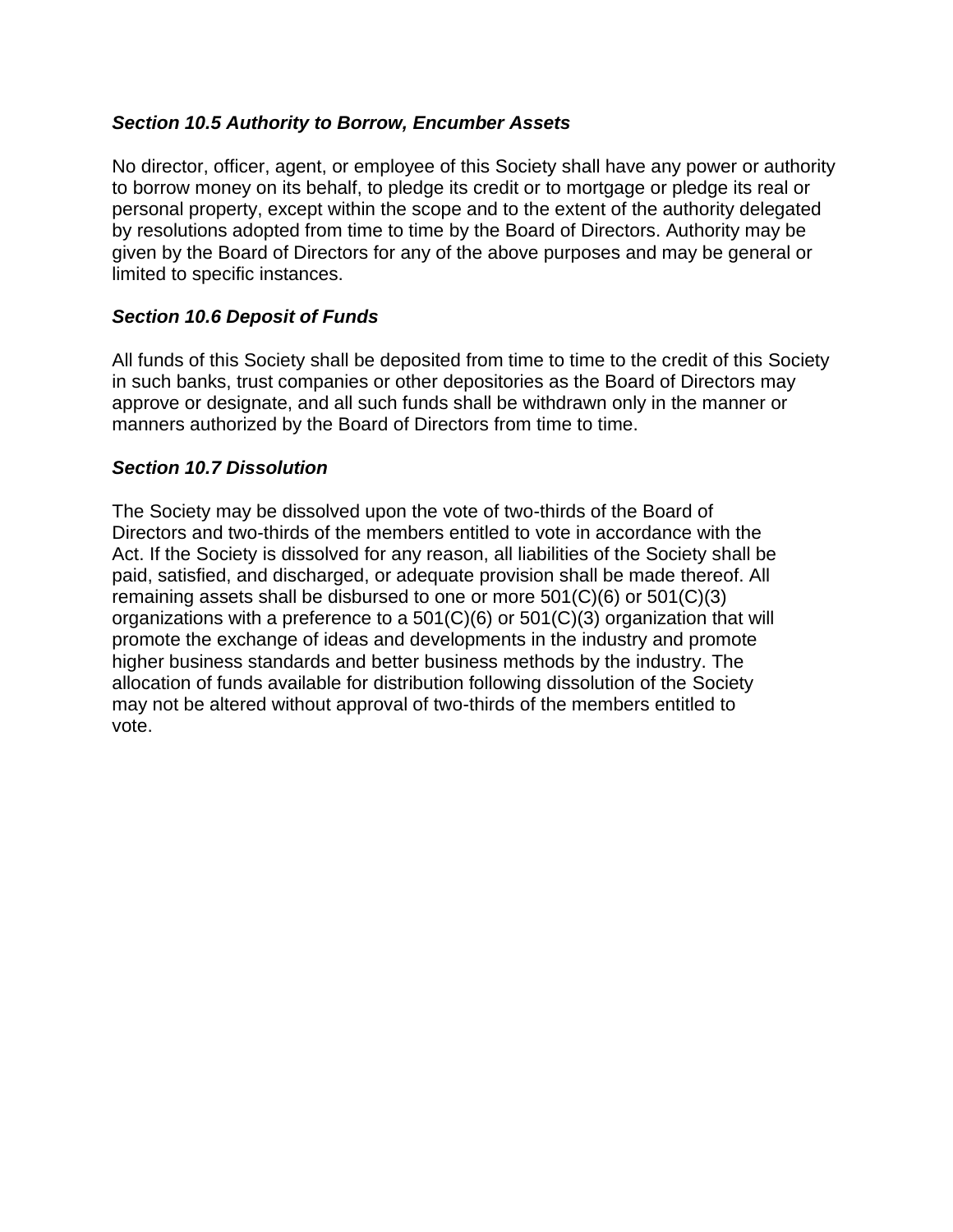***Section 10.5 Authority to Borrow, Encumber Assets***

No director, officer, agent, or employee of this Society shall have any power or authority to borrow money on its behalf, to pledge its credit or to mortgage or pledge its real or personal property, except within the scope and to the extent of the authority delegated by resolutions adopted from time to time by the Board of Directors. Authority may be given by the Board of Directors for any of the above purposes and may be general or limited to specific instances.

***Section 10.6 Deposit of Funds***

All funds of this Society shall be deposited from time to time to the credit of this Society in such banks, trust companies or other depositories as the Board of Directors may approve or designate, and all such funds shall be withdrawn only in the manner or manners authorized by the Board of Directors from time to time.

***Section 10.7 Dissolution***

The Society may be dissolved upon the vote of two-thirds of the Board of Directors and two-thirds of the members entitled to vote in accordance with the Act. If the Society is dissolved for any reason, all liabilities of the Society shall be paid, satisfied, and discharged, or adequate provision shall be made thereof. All remaining assets shall be disbursed to one or more 501(C)(6) or 501(C)(3) organizations with a preference to a 501(C)(6) or 501(C)(3) organization that will promote the exchange of ideas and developments in the industry and promote higher business standards and better business methods by the industry. The allocation of funds available for distribution following dissolution of the Society may not be altered without approval of two-thirds of the members entitled to vote.